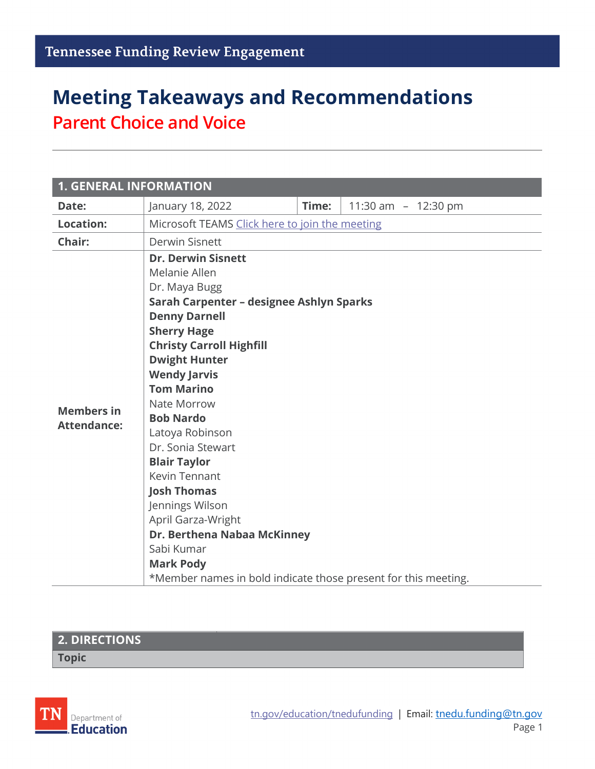Tennessee Funding Review Engagement

# Meeting Takeaways and Recommendations

## Parent Choice and Voice

| 1. GENERAL INFORMATION | | | |
|---|---|---|---|
| **Date:** | January 18, 2022 | **Time:** | 11:30 am – 12:30 pm |
| **Location:** | Microsoft TEAMS Click here to join the meeting | | |
| **Chair:** | Derwin Sisnett | | |
| **Members in Attendance:** | **Dr. Derwin Sisnett**<br>Melanie Allen<br>Dr. Maya Bugg<br>**Sarah Carpenter – designee Ashlyn Sparks**<br>**Denny Darnell**<br>**Sherry Hage**<br>**Christy Carroll Highfill**<br>**Dwight Hunter**<br>**Wendy Jarvis**<br>**Tom Marino**<br>Nate Morrow<br>**Bob Nardo**<br>Latoya Robinson<br>Dr. Sonia Stewart<br>**Blair Taylor**<br>Kevin Tennant<br>**Josh Thomas**<br>Jennings Wilson<br>April Garza-Wright<br>**Dr. Berthena Nabaa McKinney**<br>Sabi Kumar<br>**Mark Pody**<br>*Member names in bold indicate those present for this meeting. | | |

| 2. DIRECTIONS |
|---|
| **Topic** |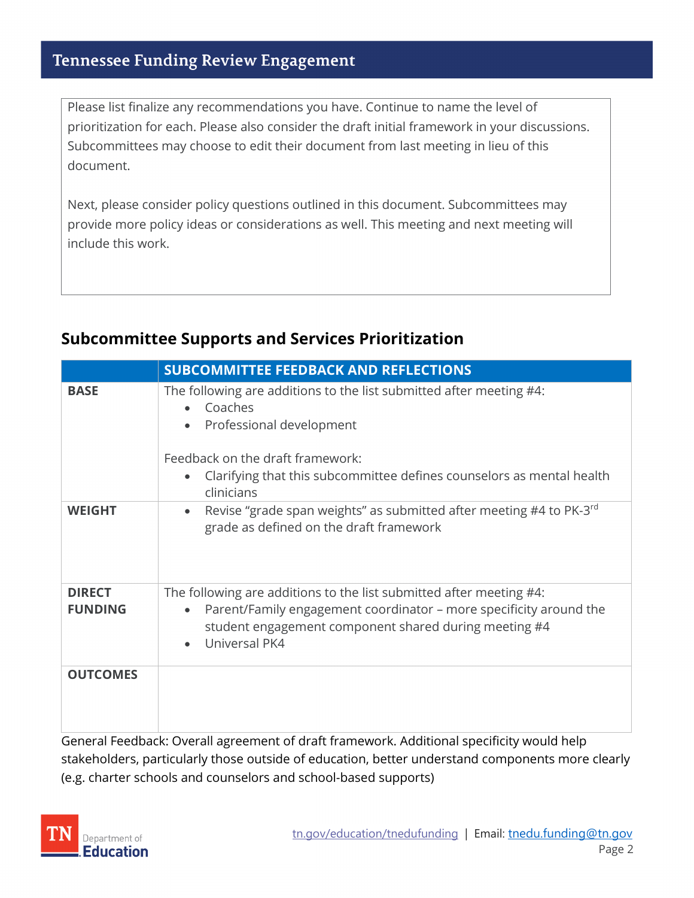Please list finalize any recommendations you have. Continue to name the level of prioritization for each. Please also consider the draft initial framework in your discussions. Subcommittees may choose to edit their document from last meeting in lieu of this document.

Next, please consider policy questions outlined in this document. Subcommittees may provide more policy ideas or considerations as well. This meeting and next meeting will include this work.

## Subcommittee Supports and Services Prioritization

| | SUBCOMMITTEE FEEDBACK AND REFLECTIONS |
|---|---|
| **BASE** | The following are additions to the list submitted after meeting #4:<br>• Coaches<br>• Professional development<br><br>Feedback on the draft framework:<br>• Clarifying that this subcommittee defines counselors as mental health clinicians |
| **WEIGHT** | • Revise "grade span weights" as submitted after meeting #4 to PK-3rd grade as defined on the draft framework |
| **DIRECT FUNDING** | The following are additions to the list submitted after meeting #4:<br>• Parent/Family engagement coordinator – more specificity around the student engagement component shared during meeting #4<br>• Universal PK4 |
| **OUTCOMES** | |

General Feedback: Overall agreement of draft framework. Additional specificity would help stakeholders, particularly those outside of education, better understand components more clearly (e.g. charter schools and counselors and school-based supports)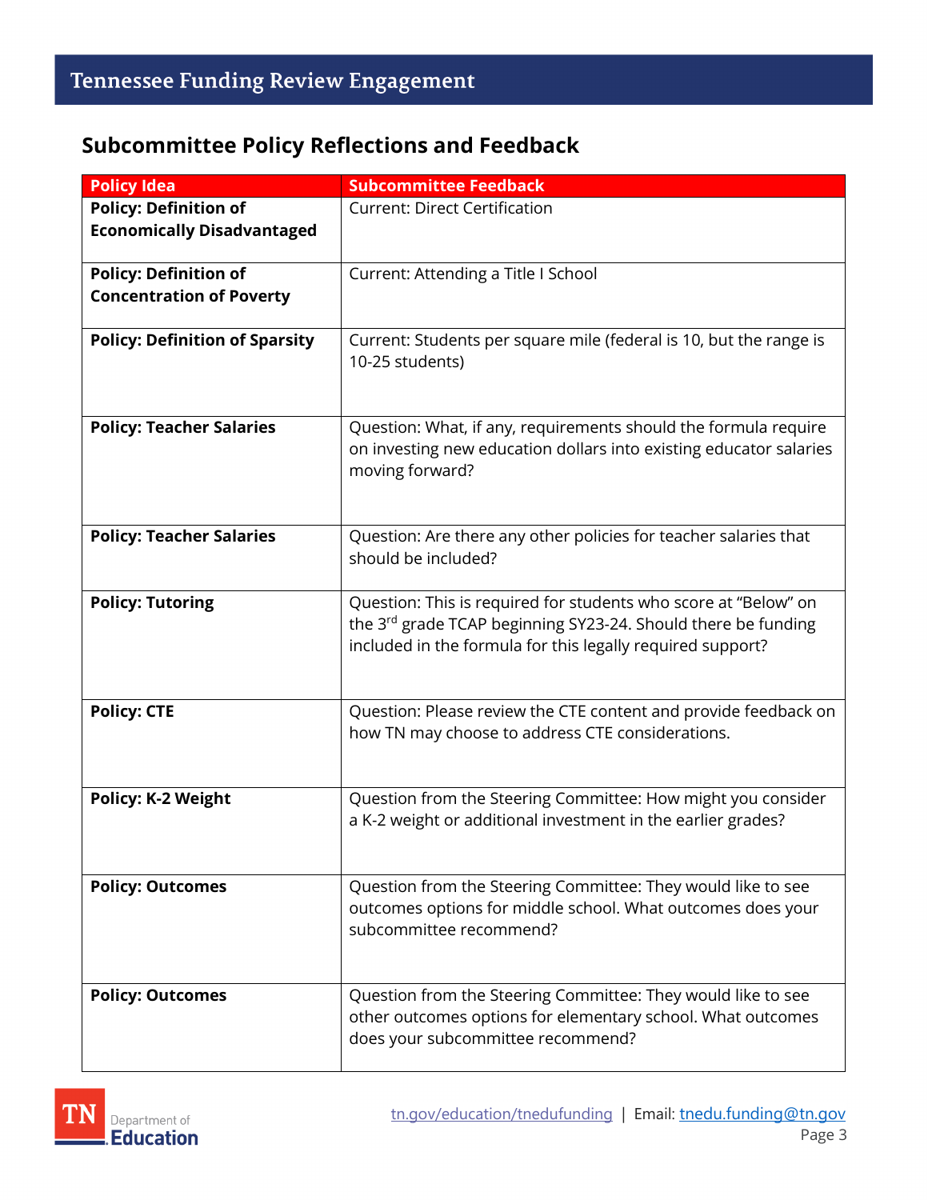## Subcommittee Policy Reflections and Feedback

| Policy Idea | Subcommittee Feedback |
| --- | --- |
| **Policy: Definition of Economically Disadvantaged** | Current: Direct Certification |
| **Policy: Definition of Concentration of Poverty** | Current: Attending a Title I School |
| **Policy: Definition of Sparsity** | Current: Students per square mile (federal is 10, but the range is 10-25 students) |
| **Policy: Teacher Salaries** | Question: What, if any, requirements should the formula require on investing new education dollars into existing educator salaries moving forward? |
| **Policy: Teacher Salaries** | Question: Are there any other policies for teacher salaries that should be included? |
| **Policy: Tutoring** | Question: This is required for students who score at "Below" on the 3rd grade TCAP beginning SY23-24. Should there be funding included in the formula for this legally required support? |
| **Policy: CTE** | Question: Please review the CTE content and provide feedback on how TN may choose to address CTE considerations. |
| **Policy: K-2 Weight** | Question from the Steering Committee: How might you consider a K-2 weight or additional investment in the earlier grades? |
| **Policy: Outcomes** | Question from the Steering Committee: They would like to see outcomes options for middle school. What outcomes does your subcommittee recommend? |
| **Policy: Outcomes** | Question from the Steering Committee: They would like to see other outcomes options for elementary school. What outcomes does your subcommittee recommend? |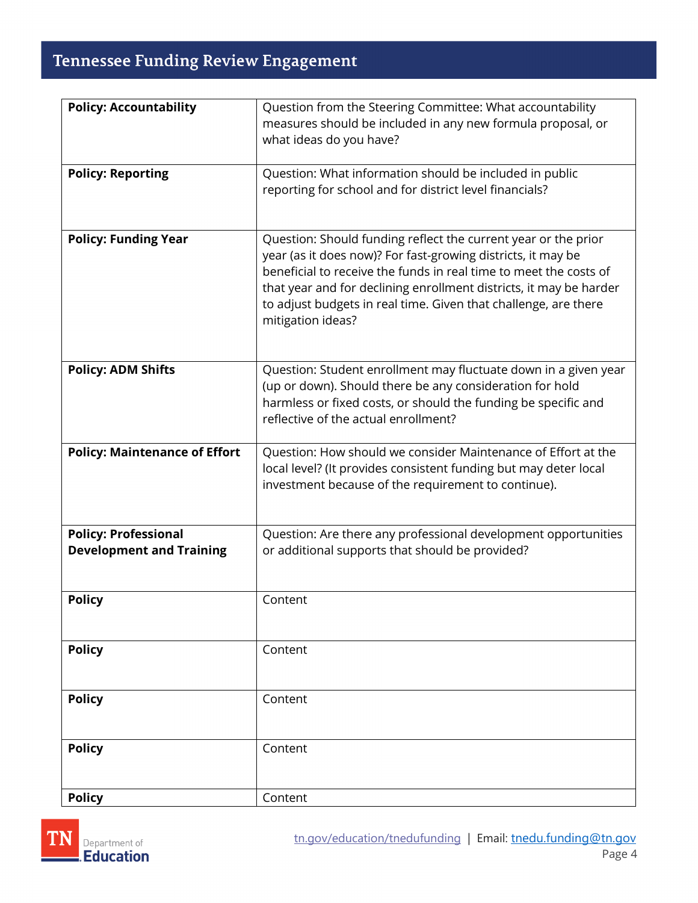| Policy: Accountability | Question from the Steering Committee: What accountability measures should be included in any new formula proposal, or what ideas do you have? |
|---|---|
| **Policy: Reporting** | Question: What information should be included in public reporting for school and for district level financials? |
| **Policy: Funding Year** | Question: Should funding reflect the current year or the prior year (as it does now)? For fast-growing districts, it may be beneficial to receive the funds in real time to meet the costs of that year and for declining enrollment districts, it may be harder to adjust budgets in real time. Given that challenge, are there mitigation ideas? |
| **Policy: ADM Shifts** | Question: Student enrollment may fluctuate down in a given year (up or down). Should there be any consideration for hold harmless or fixed costs, or should the funding be specific and reflective of the actual enrollment? |
| **Policy: Maintenance of Effort** | Question: How should we consider Maintenance of Effort at the local level? (It provides consistent funding but may deter local investment because of the requirement to continue). |
| **Policy: Professional Development and Training** | Question: Are there any professional development opportunities or additional supports that should be provided? |
| **Policy** | Content |
| **Policy** | Content |
| **Policy** | Content |
| **Policy** | Content |
| **Policy** | Content |